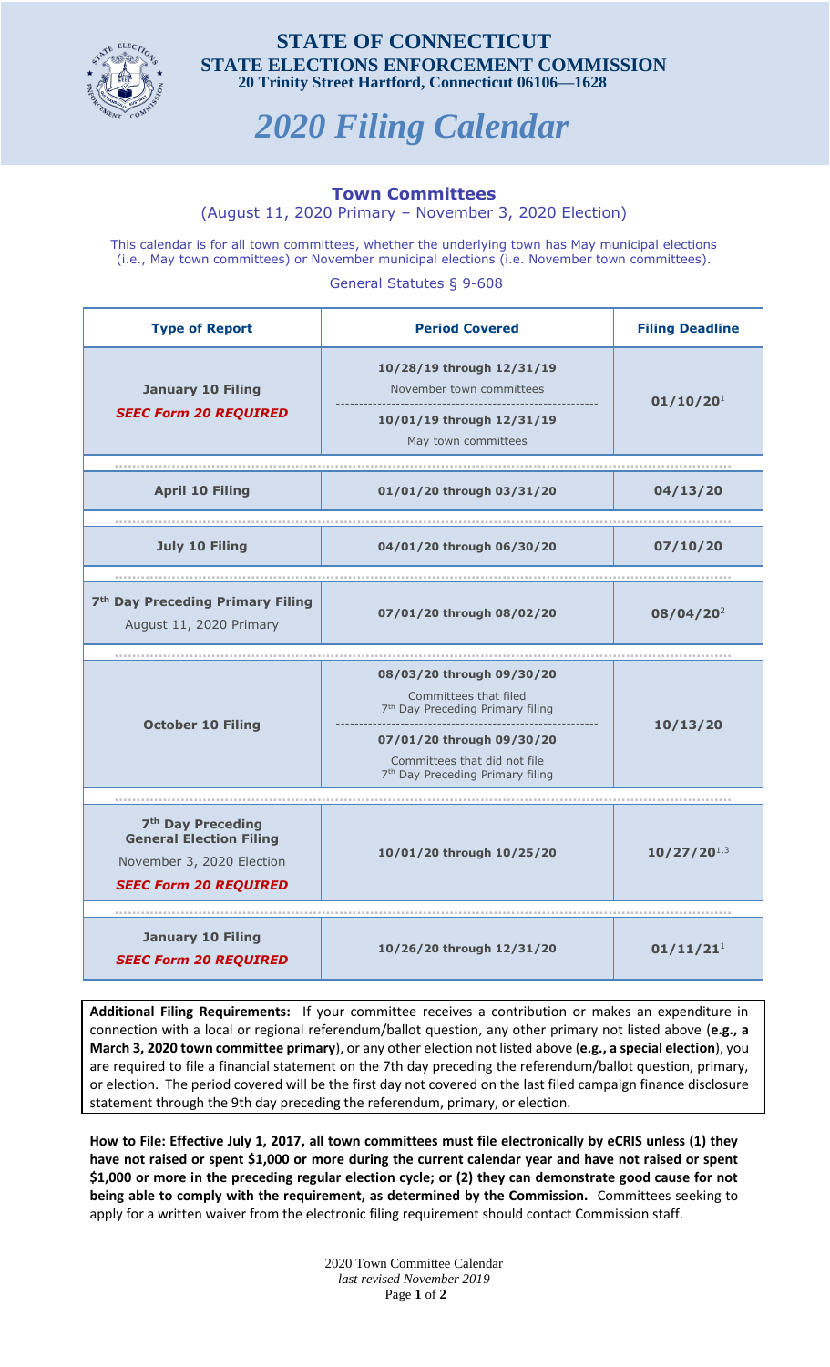**STATE OF CONNECTICUT**
**STATE ELECTIONS ENFORCEMENT COMMISSION**
**20 Trinity Street Hartford, Connecticut 06106—1628**

# *2020 Filing Calendar*

## Town Committees

(August 11, 2020 Primary – November 3, 2020 Election)

This calendar is for all town committees, whether the underlying town has May municipal elections (i.e., May town committees) or November municipal elections (i.e. November town committees).

General Statutes § 9-608

| Type of Report | Period Covered | Filing Deadline |
|---|---|---|
| **January 10 Filing** ***SEEC Form 20 REQUIRED*** | **10/28/19 through 12/31/19** November town committees / **10/01/19 through 12/31/19** May town committees | **01/10/20**[1] |
| **April 10 Filing** | **01/01/20 through 03/31/20** | **04/13/20** |
| **July 10 Filing** | **04/01/20 through 06/30/20** | **07/10/20** |
| **7th Day Preceding Primary Filing** August 11, 2020 Primary | **07/01/20 through 08/02/20** | **08/04/20**[2] |
| **October 10 Filing** | **08/03/20 through 09/30/20** Committees that filed 7th Day Preceding Primary filing / **07/01/20 through 09/30/20** Committees that did not file 7th Day Preceding Primary filing | **10/13/20** |
| **7th Day Preceding General Election Filing** November 3, 2020 Election ***SEEC Form 20 REQUIRED*** | **10/01/20 through 10/25/20** | **10/27/20**[1,3] |
| **January 10 Filing** ***SEEC Form 20 REQUIRED*** | **10/26/20 through 12/31/20** | **01/11/21**[1] |

**Additional Filing Requirements:** If your committee receives a contribution or makes an expenditure in connection with a local or regional referendum/ballot question, any other primary not listed above (**e.g., a March 3, 2020 town committee primary**), or any other election not listed above (**e.g., a special election**), you are required to file a financial statement on the 7th day preceding the referendum/ballot question, primary, or election. The period covered will be the first day not covered on the last filed campaign finance disclosure statement through the 9th day preceding the referendum, primary, or election.

**How to File: Effective July 1, 2017, all town committees must file electronically by eCRIS unless (1) they have not raised or spent $1,000 or more during the current calendar year and have not raised or spent $1,000 or more in the preceding regular election cycle; or (2) they can demonstrate good cause for not being able to comply with the requirement, as determined by the Commission.** Committees seeking to apply for a written waiver from the electronic filing requirement should contact Commission staff.

2020 Town Committee Calendar
*last revised November 2019*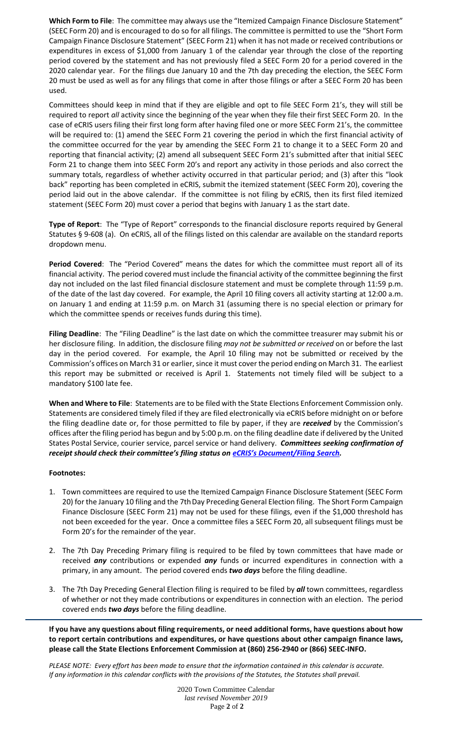**Which Form to File**: The committee may always use the "Itemized Campaign Finance Disclosure Statement" (SEEC Form 20) and is encouraged to do so for all filings. The committee is permitted to use the "Short Form Campaign Finance Disclosure Statement" (SEEC Form 21) when it has not made or received contributions or expenditures in excess of $1,000 from January 1 of the calendar year through the close of the reporting period covered by the statement and has not previously filed a SEEC Form 20 for a period covered in the 2020 calendar year. For the filings due January 10 and the 7th day preceding the election, the SEEC Form 20 must be used as well as for any filings that come in after those filings or after a SEEC Form 20 has been used.

Committees should keep in mind that if they are eligible and opt to file SEEC Form 21's, they will still be required to report *all* activity since the beginning of the year when they file their first SEEC Form 20. In the case of eCRIS users filing their first long form after having filed one or more SEEC Form 21's, the committee will be required to: (1) amend the SEEC Form 21 covering the period in which the first financial activity of the committee occurred for the year by amending the SEEC Form 21 to change it to a SEEC Form 20 and reporting that financial activity; (2) amend all subsequent SEEC Form 21's submitted after that initial SEEC Form 21 to change them into SEEC Form 20's and report any activity in those periods and also correct the summary totals, regardless of whether activity occurred in that particular period; and (3) after this "look back" reporting has been completed in eCRIS, submit the itemized statement (SEEC Form 20), covering the period laid out in the above calendar. If the committee is not filing by eCRIS, then its first filed itemized statement (SEEC Form 20) must cover a period that begins with January 1 as the start date.

**Type of Report**: The "Type of Report" corresponds to the financial disclosure reports required by General Statutes § 9-608 (a). On eCRIS, all of the filings listed on this calendar are available on the standard reports dropdown menu.

**Period Covered**: The "Period Covered" means the dates for which the committee must report all of its financial activity. The period covered must include the financial activity of the committee beginning the first day not included on the last filed financial disclosure statement and must be complete through 11:59 p.m. of the date of the last day covered. For example, the April 10 filing covers all activity starting at 12:00 a.m. on January 1 and ending at 11:59 p.m. on March 31 (assuming there is no special election or primary for which the committee spends or receives funds during this time).

**Filing Deadline**: The "Filing Deadline" is the last date on which the committee treasurer may submit his or her disclosure filing. In addition, the disclosure filing *may not be submitted or received* on or before the last day in the period covered. For example, the April 10 filing may not be submitted or received by the Commission's offices on March 31 or earlier, since it must cover the period ending on March 31. The earliest this report may be submitted or received is April 1. Statements not timely filed will be subject to a mandatory $100 late fee.

**When and Where to File**: Statements are to be filed with the State Elections Enforcement Commission only. Statements are considered timely filed if they are filed electronically via eCRIS before midnight on or before the filing deadline date or, for those permitted to file by paper, if they are ***received*** by the Commission's offices after the filing period has begun and by 5:00 p.m. on the filing deadline date if delivered by the United States Postal Service, courier service, parcel service or hand delivery. ***Committees seeking confirmation of receipt should check their committee's filing status on eCRIS's Document/Filing Search.***

**Footnotes:**

1. Town committees are required to use the Itemized Campaign Finance Disclosure Statement (SEEC Form 20) for the January 10 filing and the 7th Day Preceding General Election filing. The Short Form Campaign Finance Disclosure (SEEC Form 21) may not be used for these filings, even if the $1,000 threshold has not been exceeded for the year. Once a committee files a SEEC Form 20, all subsequent filings must be Form 20's for the remainder of the year.

2. The 7th Day Preceding Primary filing is required to be filed by town committees that have made or received ***any*** contributions or expended ***any*** funds or incurred expenditures in connection with a primary, in any amount. The period covered ends ***two days*** before the filing deadline.

3. The 7th Day Preceding General Election filing is required to be filed by ***all*** town committees, regardless of whether or not they made contributions or expenditures in connection with an election. The period covered ends ***two days*** before the filing deadline.

**If you have any questions about filing requirements, or need additional forms, have questions about how to report certain contributions and expenditures, or have questions about other campaign finance laws, please call the State Elections Enforcement Commission at (860) 256-2940 or (866) SEEC-INFO.**

*PLEASE NOTE: Every effort has been made to ensure that the information contained in this calendar is accurate. If any information in this calendar conflicts with the provisions of the Statutes, the Statutes shall prevail.*

2020 Town Committee Calendar
*last revised November 2019*